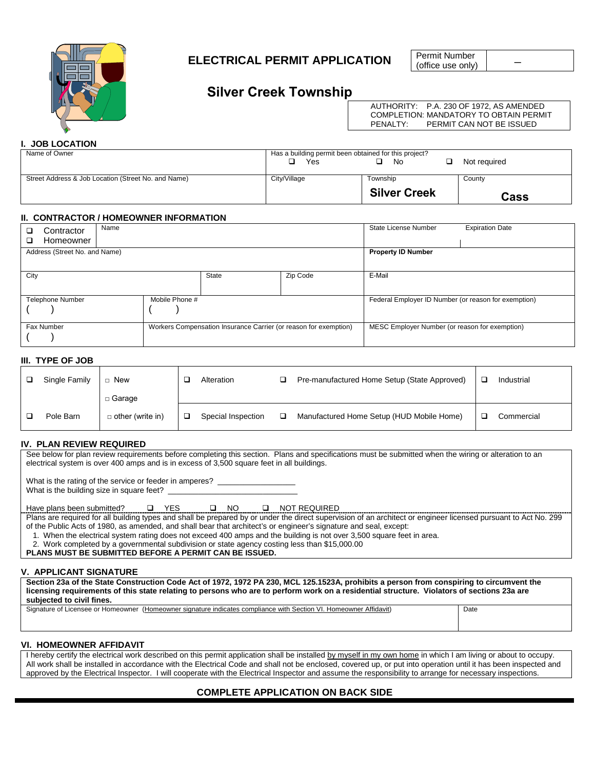# ELECTRICAL PERMIT APPLICATION

| Permit Number (office use only) | – |
|---|---|

## Silver Creek Township

AUTHORITY: P.A. 230 OF 1972, AS AMENDED
COMPLETION: MANDATORY TO OBTAIN PERMIT
PENALTY: PERMIT CAN NOT BE ISSUED

### I. JOB LOCATION

| Name of Owner | Has a building permit been obtained for this project? ❑ Yes ❑ No ❑ Not required | | |
|---|---|---|---|
| Street Address & Job Location (Street No. and Name) | City/Village | Township **Silver Creek** | County **Cass** |

### II. CONTRACTOR / HOMEOWNER INFORMATION

| ❑ Contractor ❑ Homeowner | Name | | | State License Number | Expiration Date |
|---|---|---|---|---|---|
| Address (Street No. and Name) | | | | **Property ID Number** | |
| City | | State | Zip Code | E-Mail | |
| Telephone Number ( ) | Mobile Phone # ( ) | | | Federal Employer ID Number (or reason for exemption) | |
| Fax Number ( ) | Workers Compensation Insurance Carrier (or reason for exemption) | | | MESC Employer Number (or reason for exemption) | |

### III. TYPE OF JOB

| | | | |
|---|---|---|---|
| ❑ Single Family | □ New<br>□ Garage | ❑ Alteration | ❑ Pre-manufactured Home Setup (State Approved) | ❑ Industrial |
| ❑ Pole Barn | □ other (write in) | ❑ Special Inspection | ❑ Manufactured Home Setup (HUD Mobile Home) | ❑ Commercial |

### IV. PLAN REVIEW REQUIRED

See below for plan review requirements before completing this section. Plans and specifications must be submitted when the wiring or alteration to an electrical system is over 400 amps and is in excess of 3,500 square feet in all buildings.

What is the rating of the service or feeder in amperes? _________________
What is the building size in square feet? _____________________________

Have plans been submitted? ❑ YES ❑ NO ❑ NOT REQUIRED

Plans are required for all building types and shall be prepared by or under the direct supervision of an architect or engineer licensed pursuant to Act No. 299 of the Public Acts of 1980, as amended, and shall bear that architect's or engineer's signature and seal, except:

1. When the electrical system rating does not exceed 400 amps and the building is not over 3,500 square feet in area.
2. Work completed by a governmental subdivision or state agency costing less than $15,000.00

**PLANS MUST BE SUBMITTED BEFORE A PERMIT CAN BE ISSUED.**

### V. APPLICANT SIGNATURE

**Section 23a of the State Construction Code Act of 1972, 1972 PA 230, MCL 125.1523A, prohibits a person from conspiring to circumvent the licensing requirements of this state relating to persons who are to perform work on a residential structure. Violators of sections 23a are subjected to civil fines.**

| Signature of Licensee or Homeowner (Homeowner signature indicates compliance with Section VI. Homeowner Affidavit) | Date |
|---|---|
| | |

### VI. HOMEOWNER AFFIDAVIT

I hereby certify the electrical work described on this permit application shall be installed by myself in my own home in which I am living or about to occupy. All work shall be installed in accordance with the Electrical Code and shall not be enclosed, covered up, or put into operation until it has been inspected and approved by the Electrical Inspector. I will cooperate with the Electrical Inspector and assume the responsibility to arrange for necessary inspections.

**COMPLETE APPLICATION ON BACK SIDE**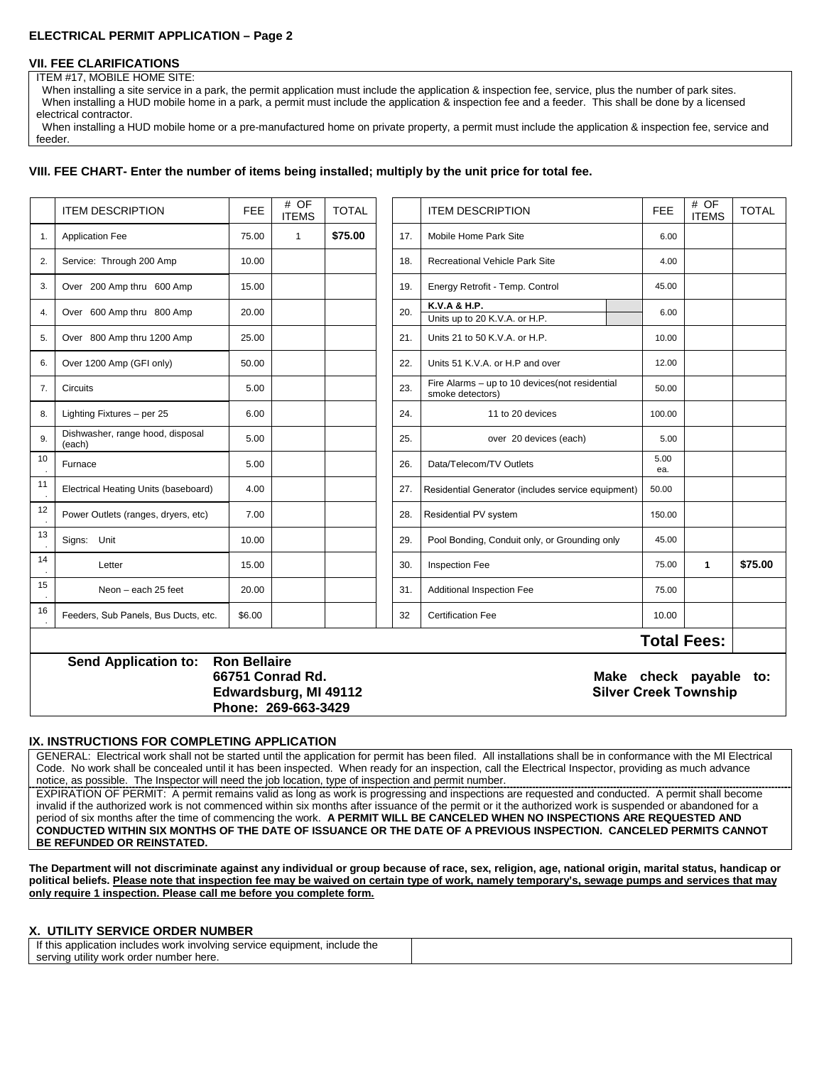## ELECTRICAL PERMIT APPLICATION – Page 2

### VII. FEE CLARIFICATIONS

ITEM #17, MOBILE HOME SITE:

When installing a site service in a park, the permit application must include the application & inspection fee, service, plus the number of park sites.
When installing a HUD mobile home in a park, a permit must include the application & inspection fee and a feeder. This shall be done by a licensed electrical contractor.
When installing a HUD mobile home or a pre-manufactured home on private property, a permit must include the application & inspection fee, service and feeder.

### VIII. FEE CHART- Enter the number of items being installed; multiply by the unit price for total fee.

| | ITEM DESCRIPTION | FEE | # OF ITEMS | TOTAL | | ITEM DESCRIPTION | FEE | # OF ITEMS | TOTAL |
|---|---|---|---|---|---|---|---|---|---|
| 1. | Application Fee | 75.00 | 1 | **$75.00** | 17. | Mobile Home Park Site | 6.00 | | |
| 2. | Service: Through 200 Amp | 10.00 | | | 18. | Recreational Vehicle Park Site | 4.00 | | |
| 3. | Over 200 Amp thru 600 Amp | 15.00 | | | 19. | Energy Retrofit - Temp. Control | 45.00 | | |
| 4. | Over 600 Amp thru 800 Amp | 20.00 | | | 20. | **K.V.A & H.P.** Units up to 20 K.V.A. or H.P. | 6.00 | | |
| 5. | Over 800 Amp thru 1200 Amp | 25.00 | | | 21. | Units 21 to 50 K.V.A. or H.P. | 10.00 | | |
| 6. | Over 1200 Amp (GFI only) | 50.00 | | | 22. | Units 51 K.V.A. or H.P and over | 12.00 | | |
| 7. | Circuits | 5.00 | | | 23. | Fire Alarms – up to 10 devices(not residential smoke detectors) | 50.00 | | |
| 8. | Lighting Fixtures – per 25 | 6.00 | | | 24. | 11 to 20 devices | 100.00 | | |
| 9. | Dishwasher, range hood, disposal (each) | 5.00 | | | 25. | over 20 devices (each) | 5.00 | | |
| 10. | Furnace | 5.00 | | | 26. | Data/Telecom/TV Outlets | 5.00 ea. | | |
| 11. | Electrical Heating Units (baseboard) | 4.00 | | | 27. | Residential Generator (includes service equipment) | 50.00 | | |
| 12. | Power Outlets (ranges, dryers, etc) | 7.00 | | | 28. | Residential PV system | 150.00 | | |
| 13. | Signs: Unit | 10.00 | | | 29. | Pool Bonding, Conduit only, or Grounding only | 45.00 | | |
| 14. | Letter | 15.00 | | | 30. | Inspection Fee | 75.00 | **1** | **$75.00** |
| 15. | Neon – each 25 feet | 20.00 | | | 31. | Additional Inspection Fee | 75.00 | | |
| 16. | Feeders, Sub Panels, Bus Ducts, etc. | $6.00 | | | 32 | Certification Fee | 10.00 | | |
| | | | | | | | **Total Fees:** | | |

**Send Application to:** **Ron Bellaire**
**66751 Conrad Rd.**
**Edwardsburg, MI 49112**
**Phone: 269-663-3429**

**Make check payable to:**
**Silver Creek Township**

### IX. INSTRUCTIONS FOR COMPLETING APPLICATION

GENERAL: Electrical work shall not be started until the application for permit has been filed. All installations shall be in conformance with the MI Electrical Code. No work shall be concealed until it has been inspected. When ready for an inspection, call the Electrical Inspector, providing as much advance notice, as possible. The Inspector will need the job location, type of inspection and permit number.

EXPIRATION OF PERMIT: A permit remains valid as long as work is progressing and inspections are requested and conducted. A permit shall become invalid if the authorized work is not commenced within six months after issuance of the permit or it the authorized work is suspended or abandoned for a period of six months after the time of commencing the work. **A PERMIT WILL BE CANCELED WHEN NO INSPECTIONS ARE REQUESTED AND CONDUCTED WITHIN SIX MONTHS OF THE DATE OF ISSUANCE OR THE DATE OF A PREVIOUS INSPECTION. CANCELED PERMITS CANNOT BE REFUNDED OR REINSTATED.**

**The Department will not discriminate against any individual or group because of race, sex, religion, age, national origin, marital status, handicap or political beliefs. Please note that inspection fee may be waived on certain type of work, namely temporary's, sewage pumps and services that may only require 1 inspection. Please call me before you complete form.**

### X. UTILITY SERVICE ORDER NUMBER

| | |
|---|---|
| If this application includes work involving service equipment, include the serving utility work order number here. | |